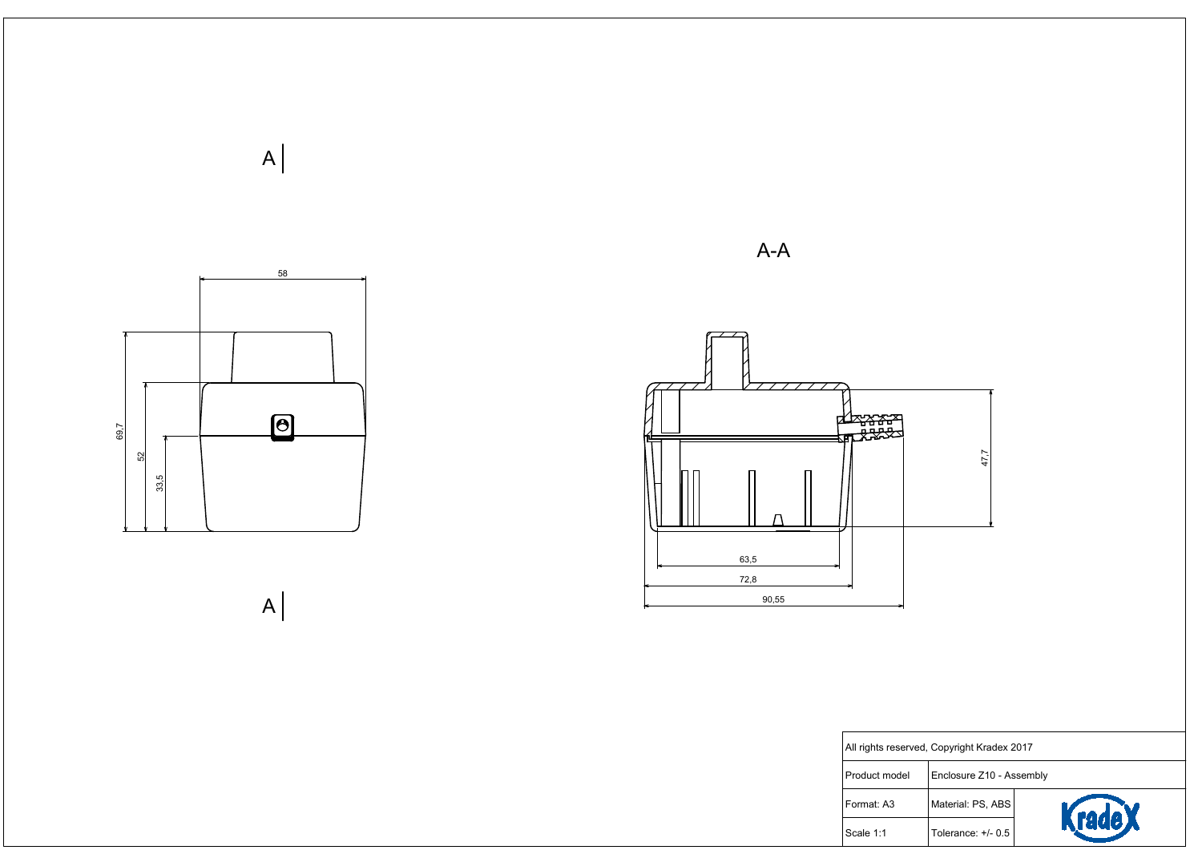A

A

58

69,7

52

33,5

A-A

47,7

63,5

72,8

90,55

| All rights reserved, Copyright Kradex 2017 | | |
| --- | --- | --- |
| Product model | Enclosure Z10 - Assembly | |
| Format: A3 | Material: PS, ABS | Kradex |
| Scale 1:1 | Tolerance: +/- 0.5 | |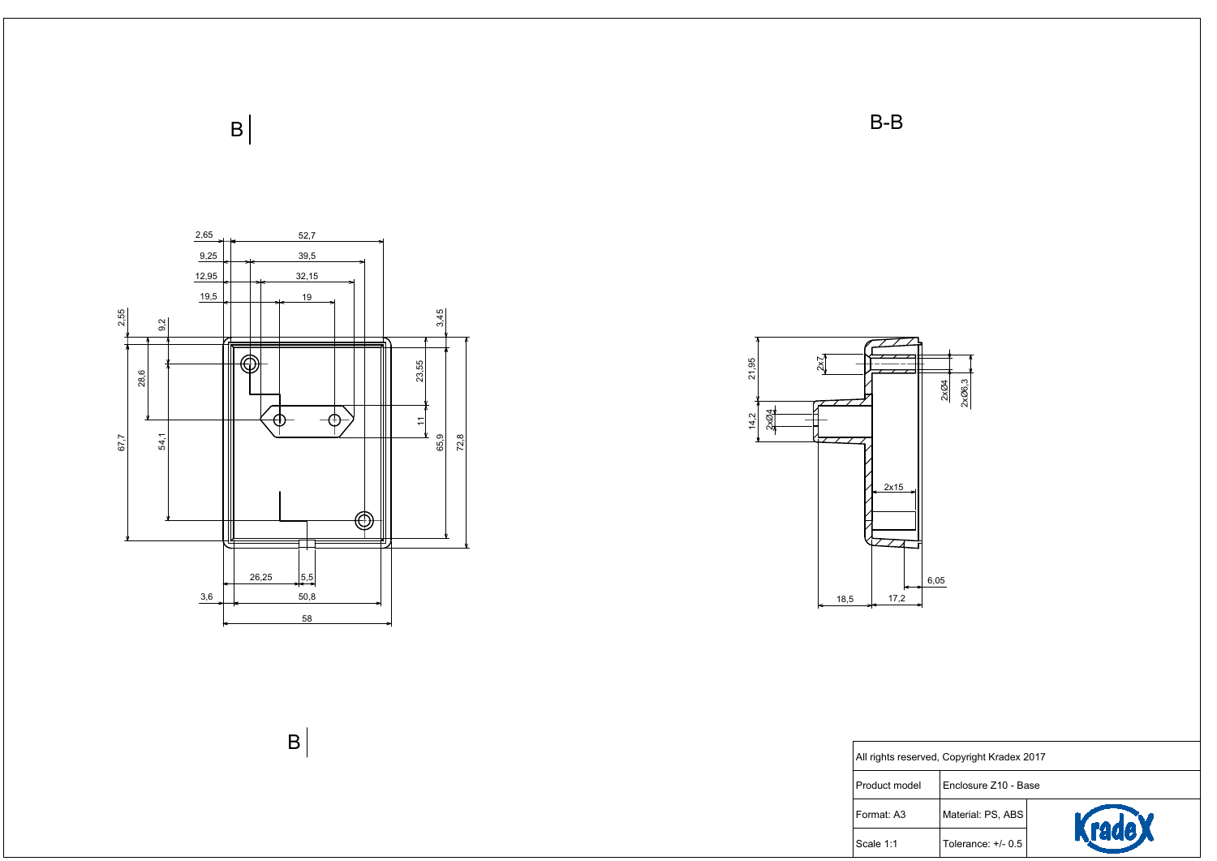B

B-B

2,65 52,7
9,25 39,5
12,95 32,15
19,5 19
2,55 9,2 3,45
28,6 23,55
11
67,7 54,1 65,9 72,8
26,25 5,5
3,6 50,8
58

B

21,95 2x7
2x Ø4 2x Ø6,3
14,2 2x Ø4
2x15
6,05
18,5 17,2

| All rights reserved, Copyright Kradex 2017 | |
|---|---|
| Product model | Enclosure Z10 - Base |
| Format: A3 | Material: PS, ABS |
| Scale 1:1 | Tolerance: +/- 0.5 |

Kradex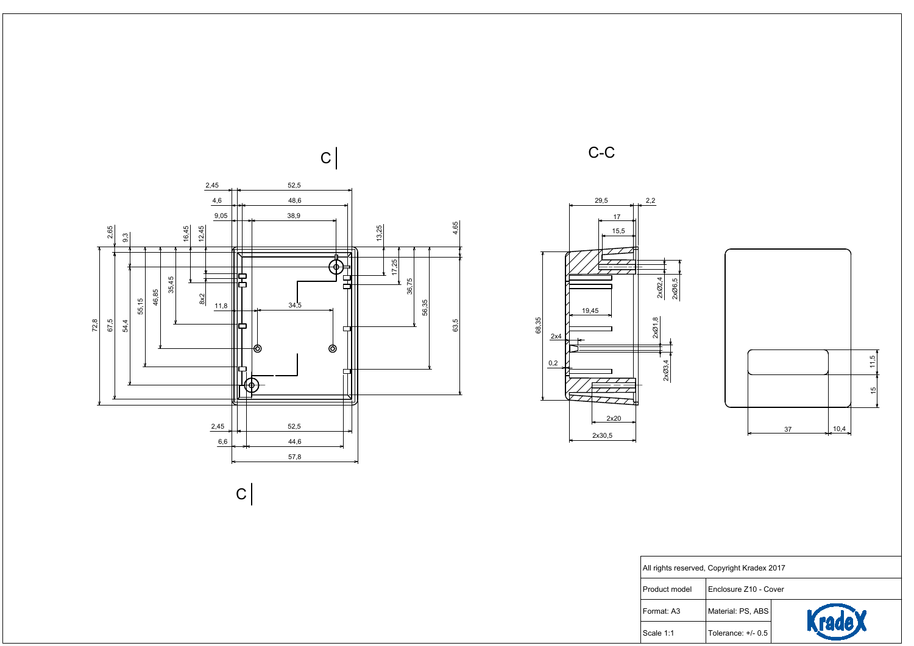C-C

| All rights reserved, Copyright Kradex 2017 | |
| --- | --- |
| Product model | Enclosure Z10 - Cover |
| Format: A3 | Material: PS, ABS |
| Scale 1:1 | Tolerance: +/- 0.5 |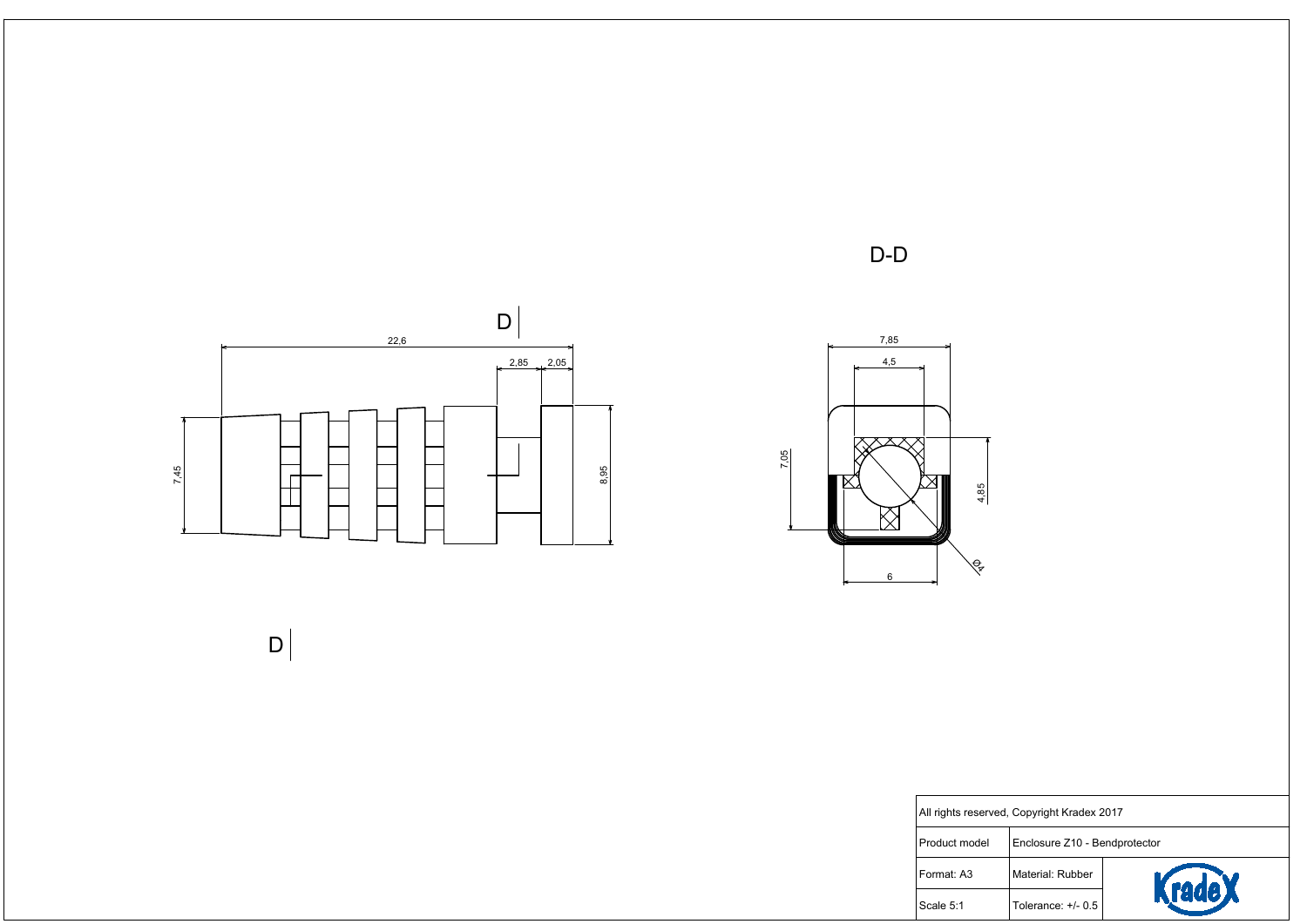D-D

22,6

2,85

2,05

7,45

8,95

D

D

7,85

4,5

7,05

4,85

Ø4

6

| | | |
|---|---|---|
| All rights reserved, Copyright Kradex 2017 | | |
| Product model | Enclosure Z10 - Bendprotector | |
| Format: A3 | Material: Rubber | Kradex |
| Scale 5:1 | Tolerance: +/- 0.5 | |